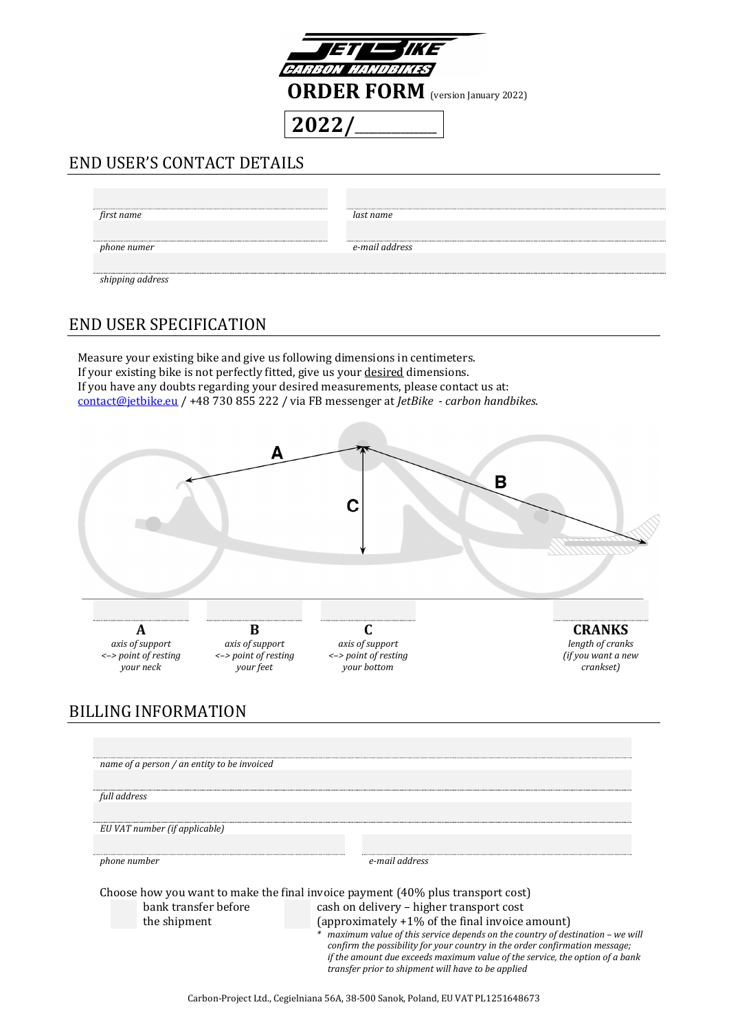# JETBIKE CARBON HANDBIKES

## ORDER FORM (version January 2022)

**2022/__________**

## END USER'S CONTACT DETAILS

*first name* | *last name*

*phone numer* | *e-mail address*

*shipping address*

## END USER SPECIFICATION

Measure your existing bike and give us following dimensions in centimeters.
If your existing bike is not perfectly fitted, give us your desired dimensions.
If you have any doubts regarding your desired measurements, please contact us at:
contact@jetbike.eu / +48 730 855 222 / via FB messenger at *JetBike - carbon handbikes*.

| **A** | **B** | **C** | **CRANKS** |
|---|---|---|---|
| *axis of support <–> point of resting your neck* | *axis of support <–> point of resting your feet* | *axis of support <–> point of resting your bottom* | *length of cranks (if you want a new crankset)* |

## BILLING INFORMATION

*name of a person / an entity to be invoiced*

*full address*

*EU VAT number (if applicable)*

*phone number* | *e-mail address*

Choose how you want to make the final invoice payment (40% plus transport cost)

- bank transfer before the shipment
- cash on delivery – higher transport cost (approximately +1% of the final invoice amount)

\* *maximum value of this service depends on the country of destination – we will confirm the possibility for your country in the order confirmation message; if the amount due exceeds maximum value of the service, the option of a bank transfer prior to shipment will have to be applied*

Carbon-Project Ltd., Cegielniana 56A, 38-500 Sanok, Poland, EU VAT PL1251648673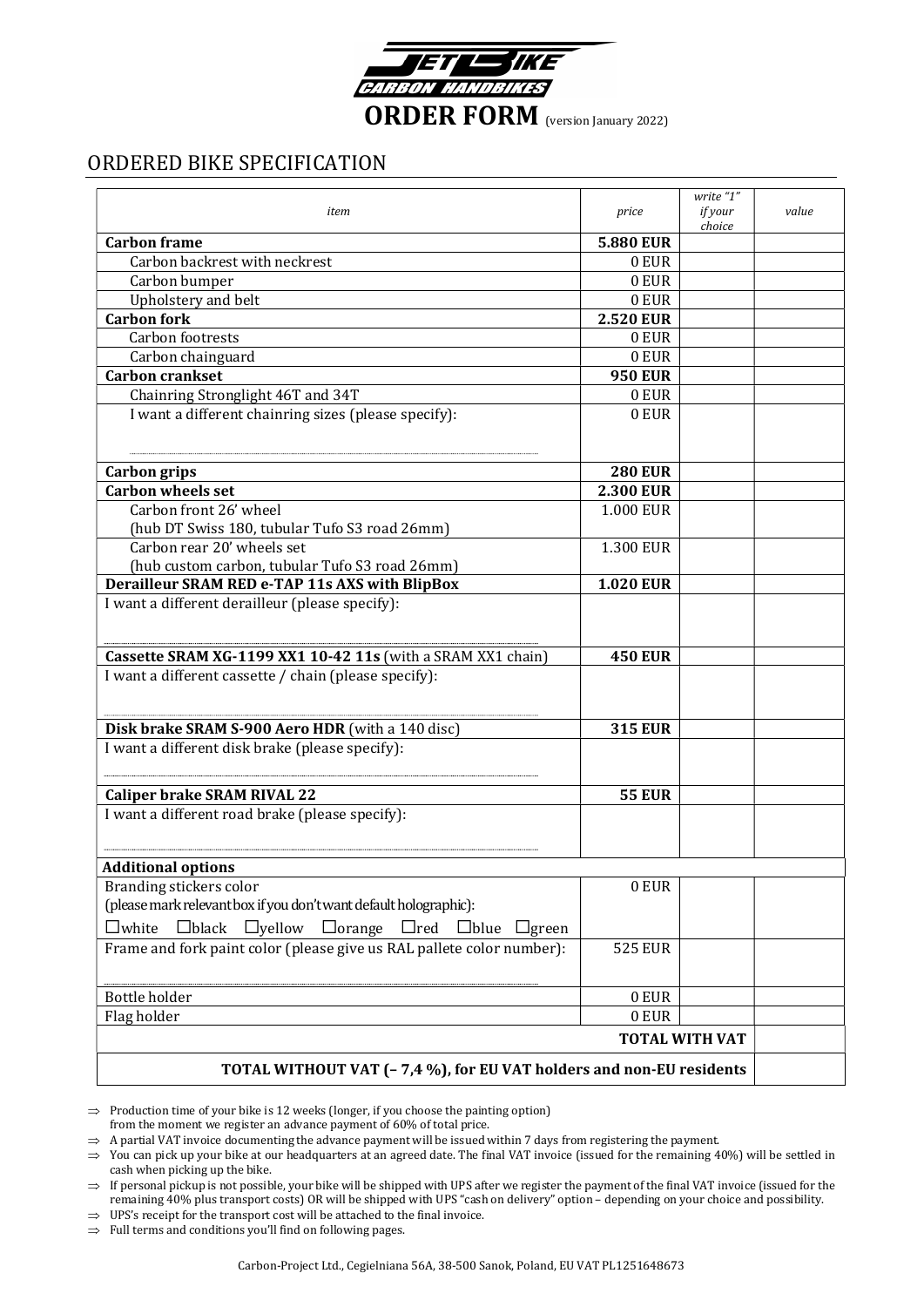JETBIKE CARBON HANDBIKES

# ORDER FORM (version January 2022)

## ORDERED BIKE SPECIFICATION

| *item* | *price* | *write "1" if your choice* | *value* |
|---|---|---|---|
| **Carbon frame** | **5.880 EUR** | | |
| Carbon backrest with neckrest | 0 EUR | | |
| Carbon bumper | 0 EUR | | |
| Upholstery and belt | 0 EUR | | |
| **Carbon fork** | **2.520 EUR** | | |
| Carbon footrests | 0 EUR | | |
| Carbon chainguard | 0 EUR | | |
| **Carbon crankset** | **950 EUR** | | |
| Chainring Stronglight 46T and 34T | 0 EUR | | |
| I want a different chainring sizes (please specify): ........................................ | 0 EUR | | |
| **Carbon grips** | **280 EUR** | | |
| **Carbon wheels set** | **2.300 EUR** | | |
| Carbon front 26' wheel (hub DT Swiss 180, tubular Tufo S3 road 26mm) | 1.000 EUR | | |
| Carbon rear 20' wheels set (hub custom carbon, tubular Tufo S3 road 26mm) | 1.300 EUR | | |
| **Derailleur SRAM RED e-TAP 11s AXS with BlipBox** | **1.020 EUR** | | |
| I want a different derailleur (please specify): ........................................ | | | |
| **Cassette SRAM XG-1199 XX1 10-42 11s** (with a SRAM XX1 chain) | **450 EUR** | | |
| I want a different cassette / chain (please specify): ........................................ | | | |
| **Disk brake SRAM S-900 Aero HDR** (with a 140 disc) | **315 EUR** | | |
| I want a different disk brake (please specify): ........................................ | | | |
| **Caliper brake SRAM RIVAL 22** | **55 EUR** | | |
| I want a different road brake (please specify): ........................................ | | | |
| **Additional options** | | | |
| Branding stickers color (please mark relevant box if you don't want default holographic): ☐white ☐black ☐yellow ☐orange ☐red ☐blue ☐green | 0 EUR | | |
| Frame and fork paint color (please give us RAL pallete color number): ........................................ | 525 EUR | | |
| Bottle holder | 0 EUR | | |
| Flag holder | 0 EUR | | |
| | | **TOTAL WITH VAT** | |
| **TOTAL WITHOUT VAT (– 7,4 %), for EU VAT holders and non-EU residents** | | | |

- ⇒ Production time of your bike is 12 weeks (longer, if you choose the painting option) from the moment we register an advance payment of 60% of total price.
- ⇒ A partial VAT invoice documenting the advance payment will be issued within 7 days from registering the payment.
- ⇒ You can pick up your bike at our headquarters at an agreed date. The final VAT invoice (issued for the remaining 40%) will be settled in cash when picking up the bike.
- ⇒ If personal pickup is not possible, your bike will be shipped with UPS after we register the payment of the final VAT invoice (issued for the remaining 40% plus transport costs) OR will be shipped with UPS "cash on delivery" option – depending on your choice and possibility.
- ⇒ UPS's receipt for the transport cost will be attached to the final invoice.
- ⇒ Full terms and conditions you'll find on following pages.

Carbon-Project Ltd., Cegielniana 56A, 38-500 Sanok, Poland, EU VAT PL1251648673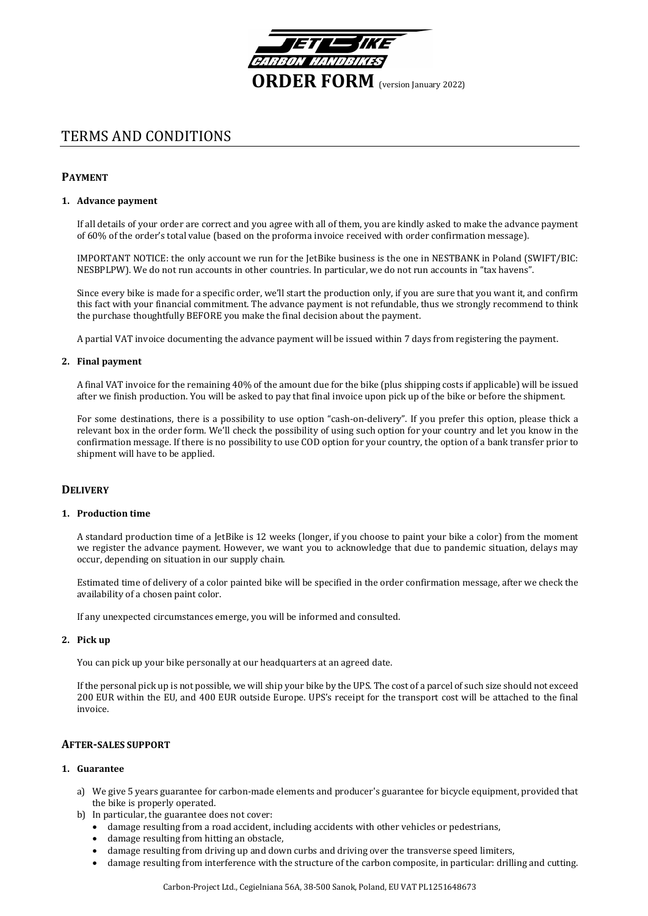# ORDER FORM (version January 2022)

## TERMS AND CONDITIONS

### PAYMENT

**1. Advance payment**

If all details of your order are correct and you agree with all of them, you are kindly asked to make the advance payment of 60% of the order's total value (based on the proforma invoice received with order confirmation message).

IMPORTANT NOTICE: the only account we run for the JetBike business is the one in NESTBANK in Poland (SWIFT/BIC: NESBPLPW). We do not run accounts in other countries. In particular, we do not run accounts in "tax havens".

Since every bike is made for a specific order, we'll start the production only, if you are sure that you want it, and confirm this fact with your financial commitment. The advance payment is not refundable, thus we strongly recommend to think the purchase thoughtfully BEFORE you make the final decision about the payment.

A partial VAT invoice documenting the advance payment will be issued within 7 days from registering the payment.

**2. Final payment**

A final VAT invoice for the remaining 40% of the amount due for the bike (plus shipping costs if applicable) will be issued after we finish production. You will be asked to pay that final invoice upon pick up of the bike or before the shipment.

For some destinations, there is a possibility to use option "cash-on-delivery". If you prefer this option, please thick a relevant box in the order form. We'll check the possibility of using such option for your country and let you know in the confirmation message. If there is no possibility to use COD option for your country, the option of a bank transfer prior to shipment will have to be applied.

### DELIVERY

**1. Production time**

A standard production time of a JetBike is 12 weeks (longer, if you choose to paint your bike a color) from the moment we register the advance payment. However, we want you to acknowledge that due to pandemic situation, delays may occur, depending on situation in our supply chain.

Estimated time of delivery of a color painted bike will be specified in the order confirmation message, after we check the availability of a chosen paint color.

If any unexpected circumstances emerge, you will be informed and consulted.

**2. Pick up**

You can pick up your bike personally at our headquarters at an agreed date.

If the personal pick up is not possible, we will ship your bike by the UPS. The cost of a parcel of such size should not exceed 200 EUR within the EU, and 400 EUR outside Europe. UPS's receipt for the transport cost will be attached to the final invoice.

### AFTER-SALES SUPPORT

**1. Guarantee**

a) We give 5 years guarantee for carbon-made elements and producer's guarantee for bicycle equipment, provided that the bike is properly operated.

b) In particular, the guarantee does not cover:
   - damage resulting from a road accident, including accidents with other vehicles or pedestrians,
   - damage resulting from hitting an obstacle,
   - damage resulting from driving up and down curbs and driving over the transverse speed limiters,
   - damage resulting from interference with the structure of the carbon composite, in particular: drilling and cutting.

Carbon-Project Ltd., Cegielniana 56A, 38-500 Sanok, Poland, EU VAT PL1251648673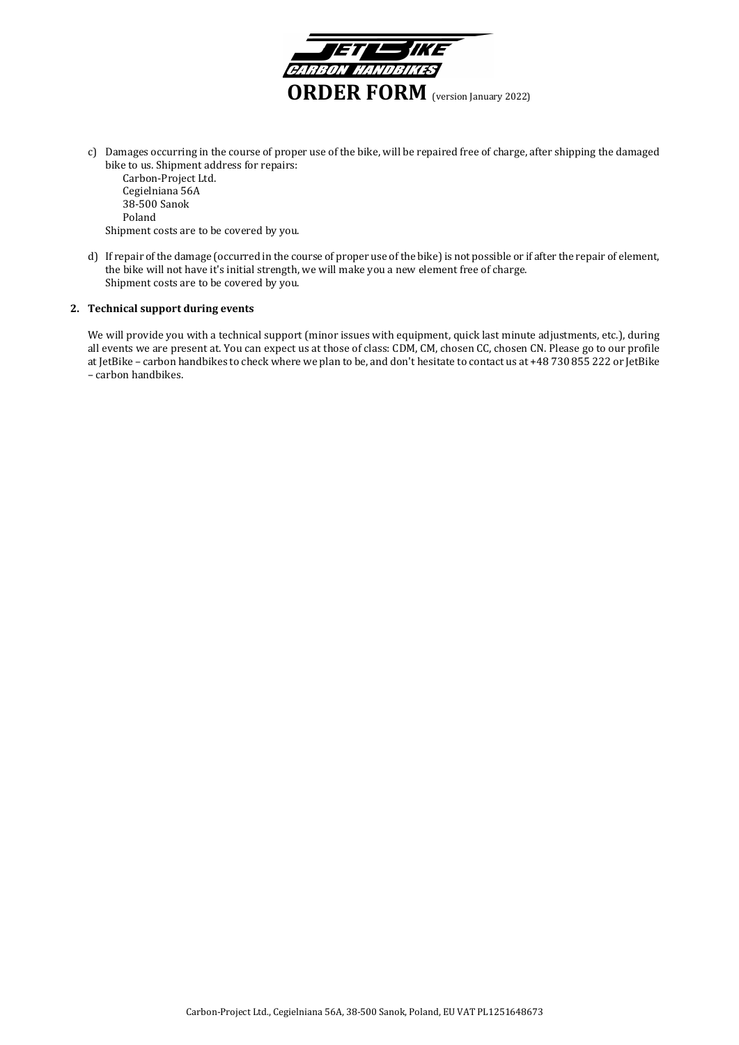c) Damages occurring in the course of proper use of the bike, will be repaired free of charge, after shipping the damaged bike to us. Shipment address for repairs:
   Carbon-Project Ltd.
   Cegielniana 56A
   38-500 Sanok
   Poland
   Shipment costs are to be covered by you.

d) If repair of the damage (occurred in the course of proper use of the bike) is not possible or if after the repair of element, the bike will not have it's initial strength, we will make you a new element free of charge.
   Shipment costs are to be covered by you.

**2. Technical support during events**

We will provide you with a technical support (minor issues with equipment, quick last minute adjustments, etc.), during all events we are present at. You can expect us at those of class: CDM, CM, chosen CC, chosen CN. Please go to our profile at JetBike – carbon handbikes to check where we plan to be, and don't hesitate to contact us at +48 730 855 222 or JetBike – carbon handbikes.